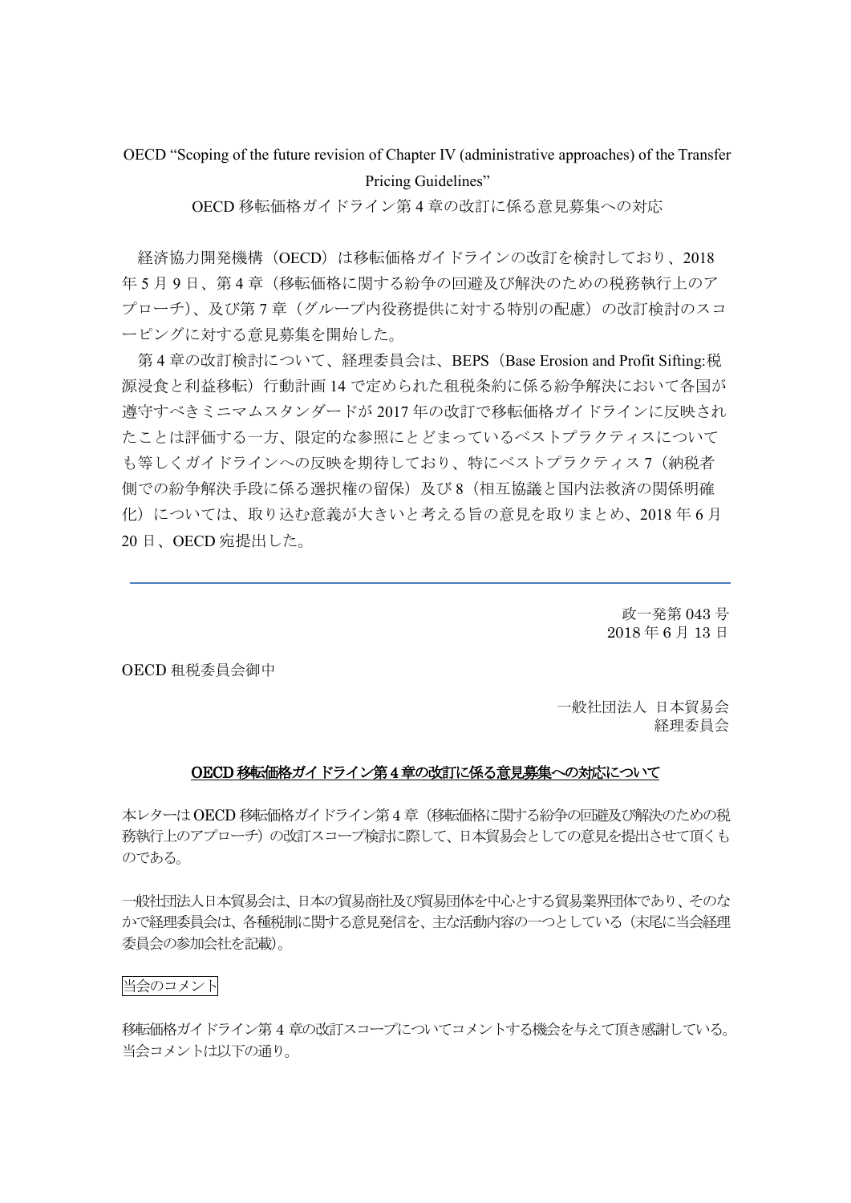OECD "Scoping of the future revision of Chapter IV (administrative approaches) of the Transfer Pricing Guidelines"

OECD 移転価格ガイドライン第 4 章の改訂に係る意見募集への対応

経済協力開発機構（OECD）は移転価格ガイドラインの改訂を検討しており、2018 年 5 月 9 日、第 4 章（移転価格に関する紛争の回避及び解決のための税務執行上のアプローチ）、及び第 7 章（グループ内役務提供に対する特別の配慮）の改訂検討のスコーピングに対する意見募集を開始した。

第 4 章の改訂検討について、経理委員会は、BEPS（Base Erosion and Profit Sifting:税源浸食と利益移転）行動計画 14 で定められた租税条約に係る紛争解決において各国が遵守すべきミニマムスタンダードが 2017 年の改訂で移転価格ガイドラインに反映されたことは評価する一方、限定的な参照にとどまっているベストプラクティスについても等しくガイドラインへの反映を期待しており、特にベストプラクティス 7（納税者側での紛争解決手段に係る選択権の留保）及び 8（相互協議と国内法救済の関係明確化）については、取り込む意義が大きいと考える旨の意見を取りまとめ、2018 年 6 月 20 日、OECD 宛提出した。

---

政一発第 043 号
2018 年 6 月 13 日

OECD 租税委員会御中

一般社団法人 日本貿易会
経理委員会

## OECD 移転価格ガイドライン第 4 章の改訂に係る意見募集への対応について

本レターは OECD 移転価格ガイドライン第 4 章（移転価格に関する紛争の回避及び解決のための税務執行上のアプローチ）の改訂スコープ検討に際して、日本貿易会としての意見を提出させて頂くものである。

一般社団法人日本貿易会は、日本の貿易商社及び貿易団体を中心とする貿易業界団体であり、そのなかで経理委員会は、各種税制に関する意見発信を、主な活動内容の一つとしている（末尾に当会経理委員会の参加会社を記載）。

当会のコメント

移転価格ガイドライン第 4 章の改訂スコープについてコメントする機会を与えて頂き感謝している。当会コメントは以下の通り。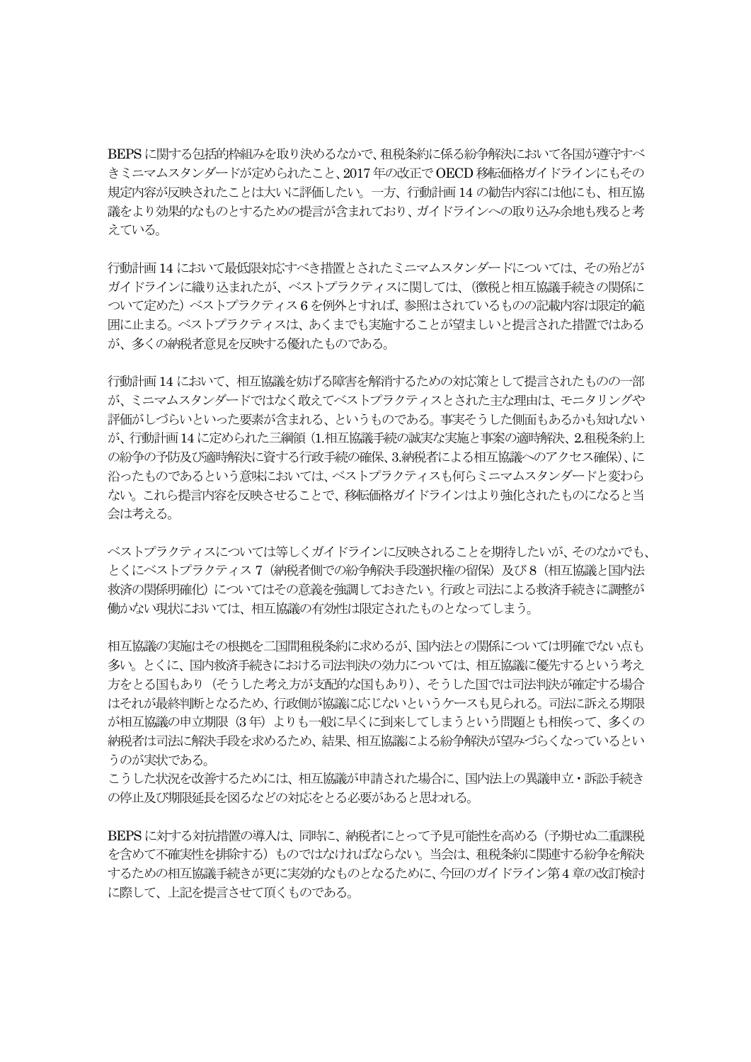BEPS に関する包括的枠組みを取り決めるなかで、租税条約に係る紛争解決において各国が遵守すべきミニマムスタンダードが定められたこと、2017 年の改正で OECD 移転価格ガイドラインにもその規定内容が反映されたことは大いに評価したい。一方、行動計画 14 の勧告内容には他にも、相互協議をより効果的なものとするための提言が含まれており、ガイドラインへの取り込み余地も残ると考えている。

行動計画 14 において最低限対応すべき措置とされたミニマムスタンダードについては、その殆どがガイドラインに織り込まれたが、ベストプラクティスに関しては、（徴税と相互協議手続きの関係について定めた）ベストプラクティス 6 を例外とすれば、参照はされているものの記載内容は限定的範囲に止まる。ベストプラクティスは、あくまでも実施することが望ましいと提言された措置ではあるが、多くの納税者意見を反映する優れたものである。

行動計画 14 において、相互協議を妨げる障害を解消するための対応策として提言されたものの一部が、ミニマムスタンダードではなく敢えてベストプラクティスとされた主な理由は、モニタリングや評価がしづらいといった要素が含まれる、というものである。事実そうした側面もあるかも知れないが、行動計画 14 に定められた三綱領（1.相互協議手続の誠実な実施と事案の適時解決、2.租税条約上の紛争の予防及び適時解決に資する行政手続の確保、3.納税者による相互協議へのアクセス確保）、に沿ったものであるという意味においては、ベストプラクティスも何らミニマムスタンダードと変わらない。これら提言内容を反映させることで、移転価格ガイドラインはより強化されたものになると当会は考える。

ベストプラクティスについては等しくガイドラインに反映されることを期待したいが、そのなかでも、とくにベストプラクティス 7（納税者側での紛争解決手段選択権の留保）及び 8（相互協議と国内法救済の関係明確化）についてはその意義を強調しておきたい。行政と司法による救済手続きに調整が働かない現状においては、相互協議の有効性は限定されたものとなってしまう。

相互協議の実施はその根拠を二国間租税条約に求めるが、国内法との関係については明確でない点も多い。とくに、国内救済手続きにおける司法判決の効力については、相互協議に優先するという考え方をとる国もあり（そうした考え方が支配的な国もあり）、そうした国では司法判決が確定する場合はそれが最終判断となるため、行政側が協議に応じないというケースも見られる。司法に訴える期限が相互協議の申立期限（3 年）よりも一般に早くに到来してしまうという問題とも相俟って、多くの納税者は司法に解決手段を求めるため、結果、相互協議による紛争解決が望みづらくなっているというのが実状である。
こうした状況を改善するためには、相互協議が申請された場合に、国内法上の異議申立・訴訟手続きの停止及び期限延長を図るなどの対応をとる必要があると思われる。

BEPS に対する対抗措置の導入は、同時に、納税者にとって予見可能性を高める（予期せぬ二重課税を含めて不確実性を排除する）ものではなければならない。当会は、租税条約に関連する紛争を解決するための相互協議手続きが更に実効的なものとなるために、今回のガイドライン第 4 章の改訂検討に際して、上記を提言させて頂くものである。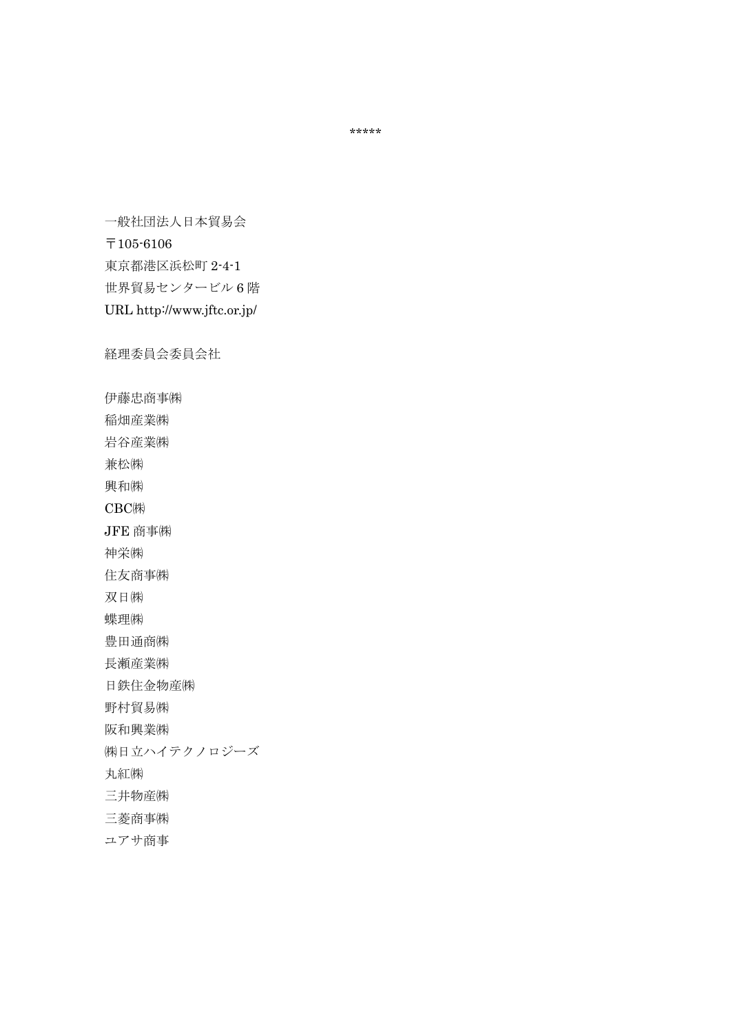*****

一般社団法人日本貿易会
〒105-6106
東京都港区浜松町 2-4-1
世界貿易センタービル 6 階
URL http://www.jftc.or.jp/

経理委員会委員会社

伊藤忠商事㈱
稲畑産業㈱
岩谷産業㈱
兼松㈱
興和㈱
CBC㈱
JFE 商事㈱
神栄㈱
住友商事㈱
双日㈱
蝶理㈱
豊田通商㈱
長瀬産業㈱
日鉄住金物産㈱
野村貿易㈱
阪和興業㈱
㈱日立ハイテクノロジーズ
丸紅㈱
三井物産㈱
三菱商事㈱
ユアサ商事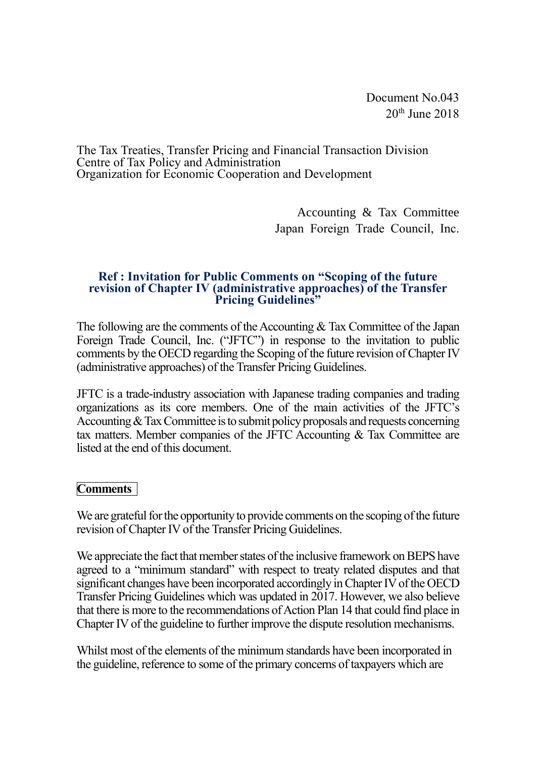Document No.043
20th June 2018

The Tax Treaties, Transfer Pricing and Financial Transaction Division
Centre of Tax Policy and Administration
Organization for Economic Cooperation and Development

Accounting & Tax Committee
Japan Foreign Trade Council, Inc.

**Ref : Invitation for Public Comments on "Scoping of the future revision of Chapter IV (administrative approaches) of the Transfer Pricing Guidelines"**

The following are the comments of the Accounting & Tax Committee of the Japan Foreign Trade Council, Inc. ("JFTC") in response to the invitation to public comments by the OECD regarding the Scoping of the future revision of Chapter IV (administrative approaches) of the Transfer Pricing Guidelines.

JFTC is a trade-industry association with Japanese trading companies and trading organizations as its core members. One of the main activities of the JFTC's Accounting & Tax Committee is to submit policy proposals and requests concerning tax matters. Member companies of the JFTC Accounting & Tax Committee are listed at the end of this document.

**Comments**

We are grateful for the opportunity to provide comments on the scoping of the future revision of Chapter IV of the Transfer Pricing Guidelines.

We appreciate the fact that member states of the inclusive framework on BEPS have agreed to a "minimum standard" with respect to treaty related disputes and that significant changes have been incorporated accordingly in Chapter IV of the OECD Transfer Pricing Guidelines which was updated in 2017. However, we also believe that there is more to the recommendations of Action Plan 14 that could find place in Chapter IV of the guideline to further improve the dispute resolution mechanisms.

Whilst most of the elements of the minimum standards have been incorporated in the guideline, reference to some of the primary concerns of taxpayers which are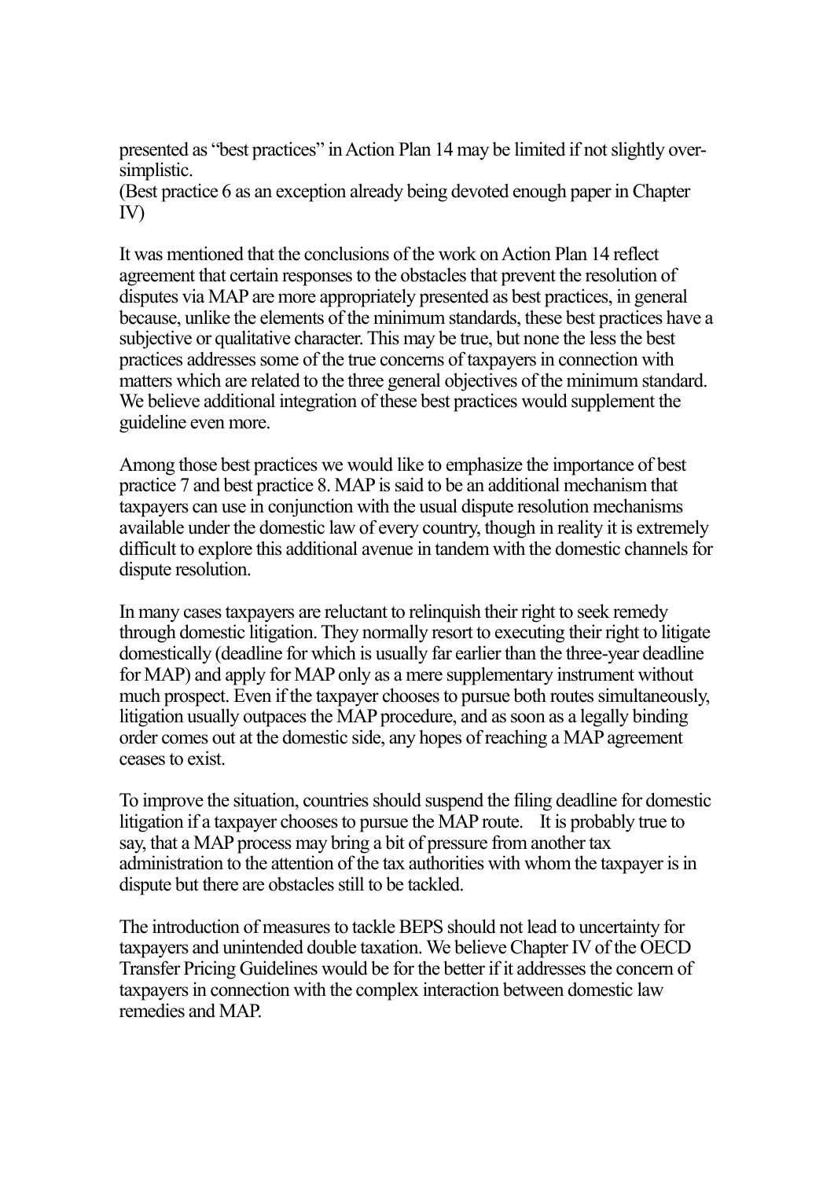presented as "best practices" in Action Plan 14 may be limited if not slightly over-simplistic.
(Best practice 6 as an exception already being devoted enough paper in Chapter IV)

It was mentioned that the conclusions of the work on Action Plan 14 reflect agreement that certain responses to the obstacles that prevent the resolution of disputes via MAP are more appropriately presented as best practices, in general because, unlike the elements of the minimum standards, these best practices have a subjective or qualitative character. This may be true, but none the less the best practices addresses some of the true concerns of taxpayers in connection with matters which are related to the three general objectives of the minimum standard. We believe additional integration of these best practices would supplement the guideline even more.

Among those best practices we would like to emphasize the importance of best practice 7 and best practice 8. MAP is said to be an additional mechanism that taxpayers can use in conjunction with the usual dispute resolution mechanisms available under the domestic law of every country, though in reality it is extremely difficult to explore this additional avenue in tandem with the domestic channels for dispute resolution.

In many cases taxpayers are reluctant to relinquish their right to seek remedy through domestic litigation. They normally resort to executing their right to litigate domestically (deadline for which is usually far earlier than the three-year deadline for MAP) and apply for MAP only as a mere supplementary instrument without much prospect. Even if the taxpayer chooses to pursue both routes simultaneously, litigation usually outpaces the MAP procedure, and as soon as a legally binding order comes out at the domestic side, any hopes of reaching a MAP agreement ceases to exist.

To improve the situation, countries should suspend the filing deadline for domestic litigation if a taxpayer chooses to pursue the MAP route. It is probably true to say, that a MAP process may bring a bit of pressure from another tax administration to the attention of the tax authorities with whom the taxpayer is in dispute but there are obstacles still to be tackled.

The introduction of measures to tackle BEPS should not lead to uncertainty for taxpayers and unintended double taxation. We believe Chapter IV of the OECD Transfer Pricing Guidelines would be for the better if it addresses the concern of taxpayers in connection with the complex interaction between domestic law remedies and MAP.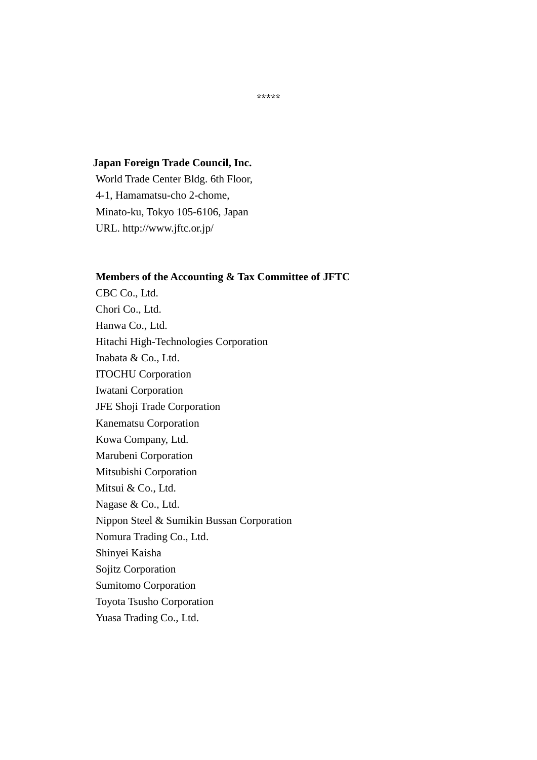*****

**Japan Foreign Trade Council, Inc.**
World Trade Center Bldg. 6th Floor,
4-1, Hamamatsu-cho 2-chome,
Minato-ku, Tokyo 105-6106, Japan
URL. http://www.jftc.or.jp/

**Members of the Accounting & Tax Committee of JFTC**

CBC Co., Ltd.
Chori Co., Ltd.
Hanwa Co., Ltd.
Hitachi High-Technologies Corporation
Inabata & Co., Ltd.
ITOCHU Corporation
Iwatani Corporation
JFE Shoji Trade Corporation
Kanematsu Corporation
Kowa Company, Ltd.
Marubeni Corporation
Mitsubishi Corporation
Mitsui & Co., Ltd.
Nagase & Co., Ltd.
Nippon Steel & Sumikin Bussan Corporation
Nomura Trading Co., Ltd.
Shinyei Kaisha
Sojitz Corporation
Sumitomo Corporation
Toyota Tsusho Corporation
Yuasa Trading Co., Ltd.